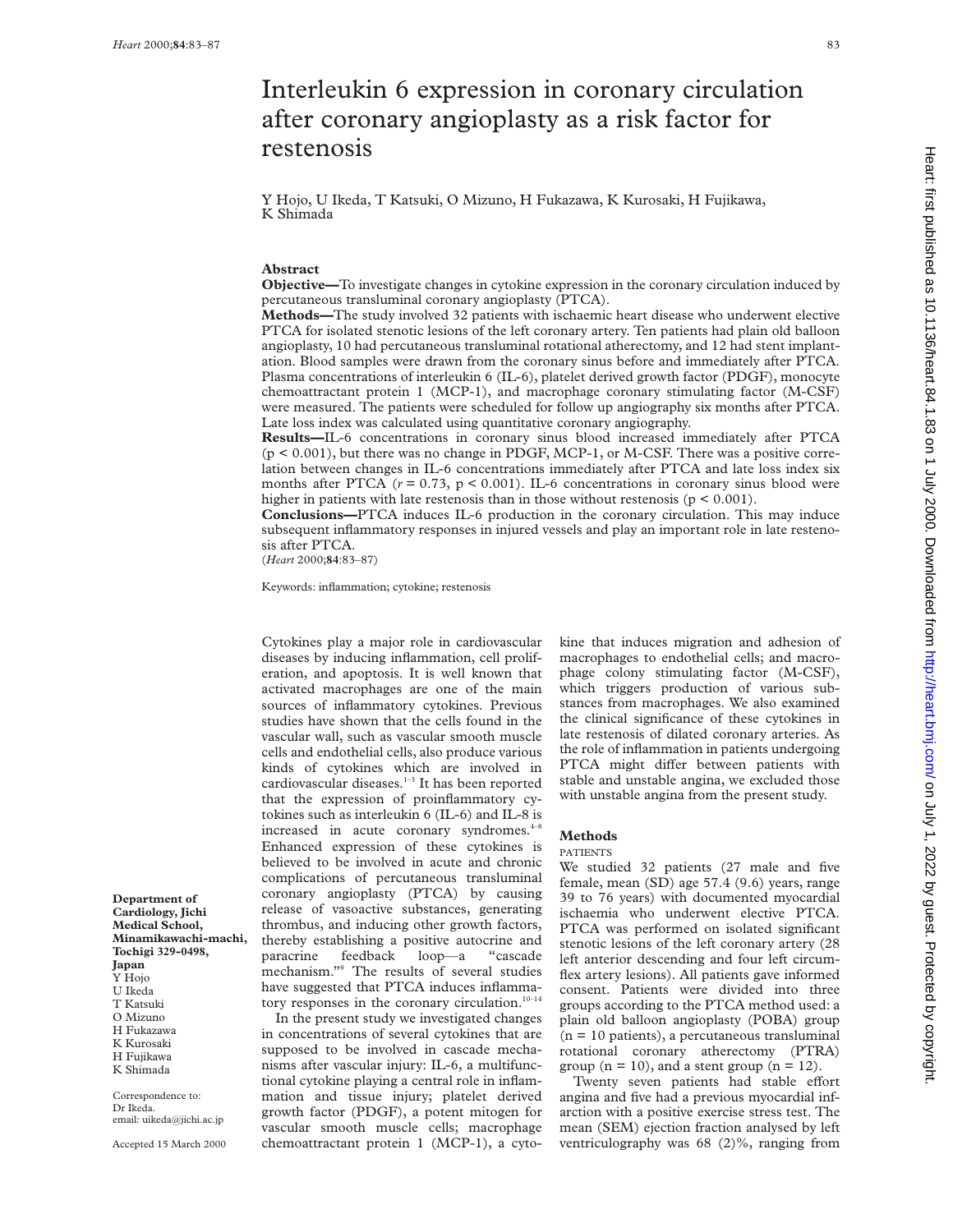# Interleukin 6 expression in coronary circulation after coronary angioplasty as a risk factor for restenosis

Y Hojo, U Ikeda, T Katsuki, O Mizuno, H Fukazawa, K Kurosaki, H Fujikawa, K Shimada

## Abstract

**Objective**—To investigate changes in cytokine expression in the coronary circulation induced by percutaneous transluminal coronary angioplasty (PTCA).

**Methods**—The study involved 32 patients with ischaemic heart disease who underwent elective PTCA for isolated stenotic lesions of the left coronary artery. Ten patients had plain old balloon angioplasty, 10 had percutaneous transluminal rotational atherectomy, and 12 had stent implantation. Blood samples were drawn from the coronary sinus before and immediately after PTCA. Plasma concentrations of interleukin 6 (IL-6), platelet derived growth factor (PDGF), monocyte chemoattractant protein 1 (MCP-1), and macrophage coronary stimulating factor (M-CSF) were measured. The patients were scheduled for follow up angiography six months after PTCA. Late loss index was calculated using quantitative coronary angiography.

**Results**—IL-6 concentrations in coronary sinus blood increased immediately after PTCA ($p < 0.001$), but there was no change in PDGF, MCP-1, or M-CSF. There was a positive correlation between changes in IL-6 concentrations immediately after PTCA and late loss index six months after PTCA ($r = 0.73$, $p < 0.001$). IL-6 concentrations in coronary sinus blood were higher in patients with late restenosis than in those without restenosis ($p < 0.001$).

**Conclusions**—PTCA induces IL-6 production in the coronary circulation. This may induce subsequent inflammatory responses in injured vessels and play an important role in late restenosis after PTCA.

(*Heart* 2000;**84**:83–87)

Keywords: inflammation; cytokine; restenosis

**Department of Cardiology, Jichi Medical School, Minamikawachi-machi, Tochigi 329-0498, Japan**
Y Hojo
U Ikeda
T Katsuki
O Mizuno
H Fukazawa
K Kurosaki
H Fujikawa
K Shimada

Correspondence to: Dr Ikeda.
email: uikeda@jichi.ac.jp

Accepted 15 March 2000

Cytokines play a major role in cardiovascular diseases by inducing inflammation, cell proliferation, and apoptosis. It is well known that activated macrophages are one of the main sources of inflammatory cytokines. Previous studies have shown that the cells found in the vascular wall, such as vascular smooth muscle cells and endothelial cells, also produce various kinds of cytokines which are involved in cardiovascular diseases.[1–3] It has been reported that the expression of proinflammatory cytokines such as interleukin 6 (IL-6) and IL-8 is increased in acute coronary syndromes.[4–8] Enhanced expression of these cytokines is believed to be involved in acute and chronic complications of percutaneous transluminal coronary angioplasty (PTCA) by causing release of vasoactive substances, generating thrombus, and inducing other growth factors, thereby establishing a positive autocrine and paracrine feedback loop—a "cascade mechanism."[9] The results of several studies have suggested that PTCA induces inflammatory responses in the coronary circulation.[10–14]

In the present study we investigated changes in concentrations of several cytokines that are supposed to be involved in cascade mechanisms after vascular injury: IL-6, a multifunctional cytokine playing a central role in inflammation and tissue injury; platelet derived growth factor (PDGF), a potent mitogen for vascular smooth muscle cells; macrophage chemoattractant protein 1 (MCP-1), a cytokine that induces migration and adhesion of macrophages to endothelial cells; and macrophage colony stimulating factor (M-CSF), which triggers production of various substances from macrophages. We also examined the clinical significance of these cytokines in late restenosis of dilated coronary arteries. As the role of inflammation in patients undergoing PTCA might differ between patients with stable and unstable angina, we excluded those with unstable angina from the present study.

## Methods

### PATIENTS

We studied 32 patients (27 male and five female, mean (SD) age 57.4 (9.6) years, range 39 to 76 years) with documented myocardial ischaemia who underwent elective PTCA. PTCA was performed on isolated significant stenotic lesions of the left coronary artery (28 left anterior descending and four left circumflex artery lesions). All patients gave informed consent. Patients were divided into three groups according to the PTCA method used: a plain old balloon angioplasty (POBA) group ($n = 10$ patients), a percutaneous transluminal rotational coronary atherectomy (PTRA) group ($n = 10$), and a stent group ($n = 12$).

Twenty seven patients had stable effort angina and five had a previous myocardial infarction with a positive exercise stress test. The mean (SEM) ejection fraction analysed by left ventriculography was 68 (2)%, ranging from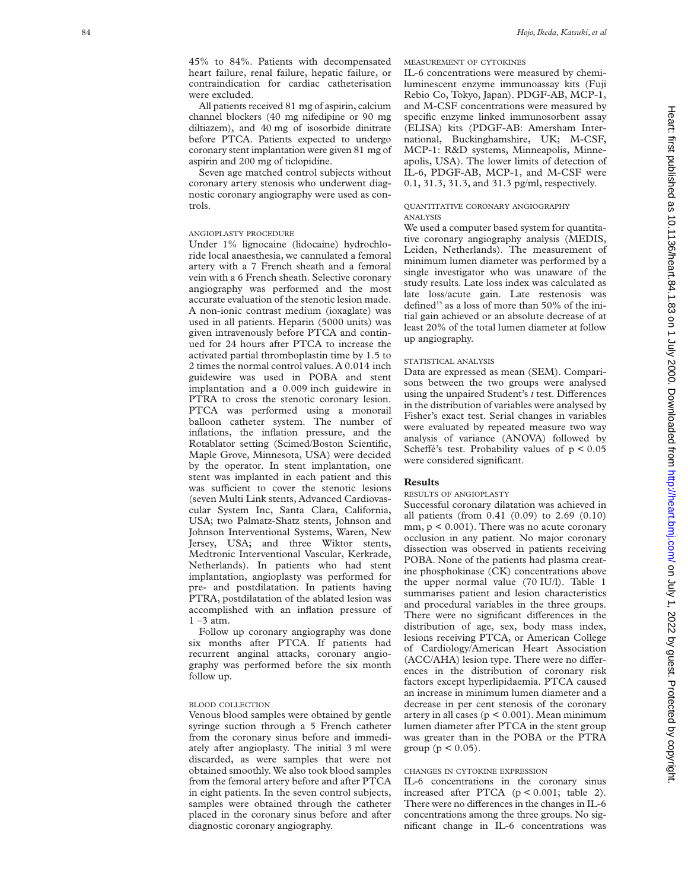45% to 84%. Patients with decompensated heart failure, renal failure, hepatic failure, or contraindication for cardiac catheterisation were excluded.

All patients received 81 mg of aspirin, calcium channel blockers (40 mg nifedipine or 90 mg diltiazem), and 40 mg of isosorbide dinitrate before PTCA. Patients expected to undergo coronary stent implantation were given 81 mg of aspirin and 200 mg of ticlopidine.

Seven age matched control subjects without coronary artery stenosis who underwent diagnostic coronary angiography were used as controls.

### ANGIOPLASTY PROCEDURE

Under 1% lignocaine (lidocaine) hydrochloride local anaesthesia, we cannulated a femoral artery with a 7 French sheath and a femoral vein with a 6 French sheath. Selective coronary angiography was performed and the most accurate evaluation of the stenotic lesion made. A non-ionic contrast medium (ioxaglate) was used in all patients. Heparin (5000 units) was given intravenously before PTCA and continued for 24 hours after PTCA to increase the activated partial thromboplastin time by 1.5 to 2 times the normal control values. A 0.014 inch guidewire was used in POBA and stent implantation and a 0.009 inch guidewire in PTRA to cross the stenotic coronary lesion. PTCA was performed using a monorail balloon catheter system. The number of inflations, the inflation pressure, and the Rotablator setting (Scimed/Boston Scientific, Maple Grove, Minnesota, USA) were decided by the operator. In stent implantation, one stent was implanted in each patient and this was sufficient to cover the stenotic lesions (seven Multi Link stents, Advanced Cardiovascular System Inc, Santa Clara, California, USA; two Palmatz-Shatz stents, Johnson and Johnson Interventional Systems, Waren, New Jersey, USA; and three Wiktor stents, Medtronic Interventional Vascular, Kerkrade, Netherlands). In patients who had stent implantation, angioplasty was performed for pre- and postdilatation. In patients having PTRA, postdilatation of the ablated lesion was accomplished with an inflation pressure of 1 –3 atm.

Follow up coronary angiography was done six months after PTCA. If patients had recurrent anginal attacks, coronary angiography was performed before the six month follow up.

### BLOOD COLLECTION

Venous blood samples were obtained by gentle syringe suction through a 5 French catheter from the coronary sinus before and immediately after angioplasty. The initial 3 ml were discarded, as were samples that were not obtained smoothly. We also took blood samples from the femoral artery before and after PTCA in eight patients. In the seven control subjects, samples were obtained through the catheter placed in the coronary sinus before and after diagnostic coronary angiography.

### MEASUREMENT OF CYTOKINES

IL-6 concentrations were measured by chemiluminescent enzyme immunoassay kits (Fuji Rebio Co, Tokyo, Japan). PDGF-AB, MCP-1, and M-CSF concentrations were measured by specific enzyme linked immunosorbent assay (ELISA) kits (PDGF-AB: Amersham International, Buckinghamshire, UK; M-CSF, MCP-1: R&D systems, Minneapolis, Minneapolis, USA). The lower limits of detection of IL-6, PDGF-AB, MCP-1, and M-CSF were 0.1, 31.3, 31.3, and 31.3 pg/ml, respectively.

### QUANTITATIVE CORONARY ANGIOGRAPHY ANALYSIS

We used a computer based system for quantitative coronary angiography analysis (MEDIS, Leiden, Netherlands). The measurement of minimum lumen diameter was performed by a single investigator who was unaware of the study results. Late loss index was calculated as late loss/acute gain. Late restenosis was defined[15] as a loss of more than 50% of the initial gain achieved or an absolute decrease of at least 20% of the total lumen diameter at follow up angiography.

### STATISTICAL ANALYSIS

Data are expressed as mean (SEM). Comparisons between the two groups were analysed using the unpaired Student's *t* test. Differences in the distribution of variables were analysed by Fisher's exact test. Serial changes in variables were evaluated by repeated measure two way analysis of variance (ANOVA) followed by Scheffé's test. Probability values of $p < 0.05$ were considered significant.

## Results

### RESULTS OF ANGIOPLASTY

Successful coronary dilatation was achieved in all patients (from 0.41 (0.09) to 2.69 (0.10) mm, $p < 0.001$). There was no acute coronary occlusion in any patient. No major coronary dissection was observed in patients receiving POBA. None of the patients had plasma creatine phosphokinase (CK) concentrations above the upper normal value (70 IU/l). Table 1 summarises patient and lesion characteristics and procedural variables in the three groups. There were no significant differences in the distribution of age, sex, body mass index, lesions receiving PTCA, or American College of Cardiology/American Heart Association (ACC/AHA) lesion type. There were no differences in the distribution of coronary risk factors except hyperlipidaemia. PTCA caused an increase in minimum lumen diameter and a decrease in per cent stenosis of the coronary artery in all cases ($p < 0.001$). Mean minimum lumen diameter after PTCA in the stent group was greater than in the POBA or the PTRA group ($p < 0.05$).

### CHANGES IN CYTOKINE EXPRESSION

IL-6 concentrations in the coronary sinus increased after PTCA ($p < 0.001$; table 2). There were no differences in the changes in IL-6 concentrations among the three groups. No significant change in IL-6 concentrations was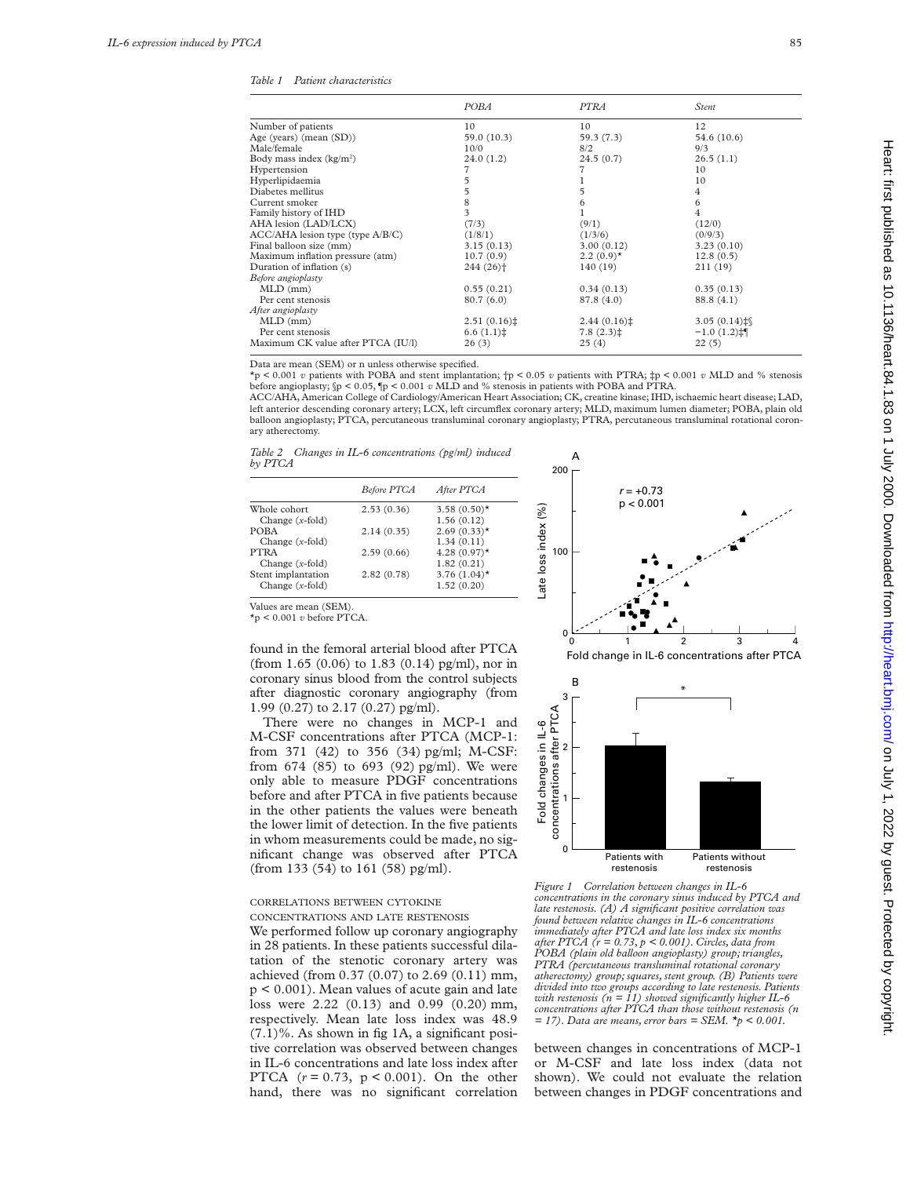*Table 1 Patient characteristics*

| | POBA | PTRA | Stent |
|---|---|---|---|
| Number of patients | 10 | 10 | 12 |
| Age (years) (mean (SD)) | 59.0 (10.3) | 59.3 (7.3) | 54.6 (10.6) |
| Male/female | 10/0 | 8/2 | 9/3 |
| Body mass index (kg/m$^2$) | 24.0 (1.2) | 24.5 (0.7) | 26.5 (1.1) |
| Hypertension | 7 | 7 | 10 |
| Hyperlipidaemia | 5 | 1 | 10 |
| Diabetes mellitus | 5 | 5 | 4 |
| Current smoker | 8 | 6 | 6 |
| Family history of IHD | 3 | 1 | 4 |
| AHA lesion (LAD/LCX) | (7/3) | (9/1) | (12/0) |
| ACC/AHA lesion type (type A/B/C) | (1/8/1) | (1/3/6) | (0/9/3) |
| Final balloon size (mm) | 3.15 (0.13) | 3.00 (0.12) | 3.23 (0.10) |
| Maximum inflation pressure (atm) | 10.7 (0.9) | 2.2 (0.9)* | 12.8 (0.5) |
| Duration of inflation (s) | 244 (26)† | 140 (19) | 211 (19) |
| *Before angioplasty* | | | |
| MLD (mm) | 0.55 (0.21) | 0.34 (0.13) | 0.35 (0.13) |
| Per cent stenosis | 80.7 (6.0) | 87.8 (4.0) | 88.8 (4.1) |
| *After angioplasty* | | | |
| MLD (mm) | 2.51 (0.16)‡ | 2.44 (0.16)‡ | 3.05 (0.14)‡§ |
| Per cent stenosis | 6.6 (1.1)‡ | 7.8 (2.3)‡ | −1.0 (1.2)‡¶ |
| Maximum CK value after PTCA (IU/l) | 26 (3) | 25 (4) | 22 (5) |

Data are mean (SEM) or n unless otherwise specified.
*p < 0.001 *v* patients with POBA and stent implantation; †p < 0.05 *v* patients with PTRA; ‡p < 0.001 *v* MLD and % stenosis before angioplasty; §p < 0.05, ¶p < 0.001 *v* MLD and % stenosis in patients with POBA and PTRA.
ACC/AHA, American College of Cardiology/American Heart Association; CK, creatine kinase; IHD, ischaemic heart disease; LAD, left anterior descending coronary artery; LCX, left circumflex coronary artery; MLD, maximum lumen diameter; POBA, plain old balloon angioplasty; PTCA, percutaneous transluminal coronary angioplasty; PTRA, percutaneous transluminal rotational coronary atherectomy.

*Table 2 Changes in IL-6 concentrations (pg/ml) induced by PTCA*

| | Before PTCA | After PTCA |
|---|---|---|
| Whole cohort | 2.53 (0.36) | 3.58 (0.50)* |
| Change (*x*-fold) | | 1.56 (0.12) |
| POBA | 2.14 (0.35) | 2.69 (0.33)* |
| Change (*x*-fold) | | 1.34 (0.11) |
| PTRA | 2.59 (0.66) | 4.28 (0.97)* |
| Change (*x*-fold) | | 1.82 (0.21) |
| Stent implantation | 2.82 (0.78) | 3.76 (1.04)* |
| Change (*x*-fold) | | 1.52 (0.20) |

Values are mean (SEM).
*p < 0.001 *v* before PTCA.

found in the femoral arterial blood after PTCA (from 1.65 (0.06) to 1.83 (0.14) pg/ml), nor in coronary sinus blood from the control subjects after diagnostic coronary angiography (from 1.99 (0.27) to 2.17 (0.27) pg/ml).

There were no changes in MCP-1 and M-CSF concentrations after PTCA (MCP-1: from 371 (42) to 356 (34) pg/ml; M-CSF: from 674 (85) to 693 (92) pg/ml). We were only able to measure PDGF concentrations before and after PTCA in five patients because in the other patients the values were beneath the lower limit of detection. In the five patients in whom measurements could be made, no significant change was observed after PTCA (from 133 (54) to 161 (58) pg/ml).

### CORRELATIONS BETWEEN CYTOKINE CONCENTRATIONS AND LATE RESTENOSIS

We performed follow up coronary angiography in 28 patients. In these patients successful dilatation of the stenotic coronary artery was achieved (from 0.37 (0.07) to 2.69 (0.11) mm, $p < 0.001$). Mean values of acute gain and late loss were 2.22 (0.13) and 0.99 (0.20) mm, respectively. Mean late loss index was 48.9 (7.1)%. As shown in fig 1A, a significant positive correlation was observed between changes in IL-6 concentrations and late loss index after PTCA ($r = 0.73$, $p < 0.001$). On the other hand, there was no significant correlation between changes in concentrations of MCP-1 or M-CSF and late loss index (data not shown). We could not evaluate the relation between changes in PDGF concentrations and

*Figure 1 Correlation between changes in IL-6 concentrations in the coronary sinus induced by PTCA and late restenosis. (A) A significant positive correlation was found between relative changes in IL-6 concentrations immediately after PTCA and late loss index six months after PTCA ($r = 0.73$, $p < 0.001$). Circles, data from POBA (plain old balloon angioplasty) group; triangles, PTRA (percutaneous transluminal rotational coronary atherectomy) group; squares, stent group. (B) Patients were divided into two groups according to late restenosis. Patients with restenosis (n = 11) showed significantly higher IL-6 concentrations after PTCA than those without restenosis (n = 17). Data are means, error bars = SEM. *p < 0.001.*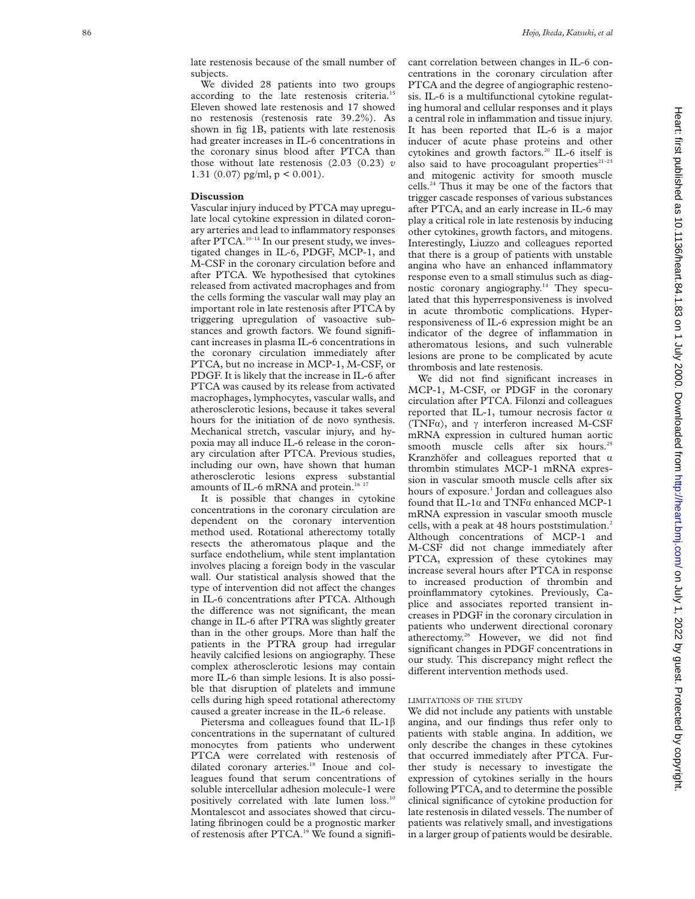late restenosis because of the small number of subjects.

We divided 28 patients into two groups according to the late restenosis criteria.[15] Eleven showed late restenosis and 17 showed no restenosis (restenosis rate 39.2%). As shown in fig 1B, patients with late restenosis had greater increases in IL-6 concentrations in the coronary sinus blood after PTCA than those without late restenosis (2.03 (0.23) *v* 1.31 (0.07) pg/ml, $p < 0.001$).

## Discussion

Vascular injury induced by PTCA may upregulate local cytokine expression in dilated coronary arteries and lead to inflammatory responses after PTCA.[10–14] In our present study, we investigated changes in IL-6, PDGF, MCP-1, and M-CSF in the coronary circulation before and after PTCA. We hypothesised that cytokines released from activated macrophages and from the cells forming the vascular wall may play an important role in late restenosis after PTCA by triggering upregulation of vasoactive substances and growth factors. We found significant increases in plasma IL-6 concentrations in the coronary circulation immediately after PTCA, but no increase in MCP-1, M-CSF, or PDGF. It is likely that the increase in IL-6 after PTCA was caused by its release from activated macrophages, lymphocytes, vascular walls, and atherosclerotic lesions, because it takes several hours for the initiation of de novo synthesis. Mechanical stretch, vascular injury, and hypoxia may all induce IL-6 release in the coronary circulation after PTCA. Previous studies, including our own, have shown that human atherosclerotic lesions express substantial amounts of IL-6 mRNA and protein.[16 17]

It is possible that changes in cytokine concentrations in the coronary circulation are dependent on the coronary intervention method used. Rotational atherectomy totally resects the atheromatous plaque and the surface endothelium, while stent implantation involves placing a foreign body in the vascular wall. Our statistical analysis showed that the type of intervention did not affect the changes in IL-6 concentrations after PTCA. Although the difference was not significant, the mean change in IL-6 after PTRA was slightly greater than in the other groups. More than half the patients in the PTRA group had irregular heavily calcified lesions on angiography. These complex atherosclerotic lesions may contain more IL-6 than simple lesions. It is also possible that disruption of platelets and immune cells during high speed rotational atherectomy caused a greater increase in the IL-6 release.

Pietersma and colleagues found that IL-1β concentrations in the supernatant of cultured monocytes from patients who underwent PTCA were correlated with restenosis of dilated coronary arteries.[18] Inoue and colleagues found that serum concentrations of soluble intercellular adhesion molecule-1 were positively correlated with late lumen loss.[10] Montalescot and associates showed that circulating fibrinogen could be a prognostic marker of restenosis after PTCA.[19] We found a significant correlation between changes in IL-6 concentrations in the coronary circulation after PTCA and the degree of angiographic restenosis. IL-6 is a multifunctional cytokine regulating humoral and cellular responses and it plays a central role in inflammation and tissue injury. It has been reported that IL-6 is a major inducer of acute phase proteins and other cytokines and growth factors.[20] IL-6 itself is also said to have procoagulant properties[21–23] and mitogenic activity for smooth muscle cells.[24] Thus it may be one of the factors that trigger cascade responses of various substances after PTCA, and an early increase in IL-6 may play a critical role in late restenosis by inducing other cytokines, growth factors, and mitogens. Interestingly, Liuzzo and colleagues reported that there is a group of patients with unstable angina who have an enhanced inflammatory response even to a small stimulus such as diagnostic coronary angiography.[14] They speculated that this hyperresponsiveness is involved in acute thrombotic complications. Hyperresponsiveness of IL-6 expression might be an indicator of the degree of inflammation in atheromatous lesions, and such vulnerable lesions are prone to be complicated by acute thrombosis and late restenosis.

We did not find significant increases in MCP-1, M-CSF, or PDGF in the coronary circulation after PTCA. Filonzi and colleagues reported that IL-1, tumour necrosis factor α (TNFα), and γ interferon increased M-CSF mRNA expression in cultured human aortic smooth muscle cells after six hours.[25] Kranzhöfer and colleagues reported that α thrombin stimulates MCP-1 mRNA expression in vascular smooth muscle cells after six hours of exposure.[1] Jordan and colleagues also found that IL-1α and TNFα enhanced MCP-1 mRNA expression in vascular smooth muscle cells, with a peak at 48 hours poststimulation.[2] Although concentrations of MCP-1 and M-CSF did not change immediately after PTCA, expression of these cytokines may increase several hours after PTCA in response to increased production of thrombin and proinflammatory cytokines. Previously, Caplice and associates reported transient increases in PDGF in the coronary circulation in patients who underwent directional coronary atherectomy.[26] However, we did not find significant changes in PDGF concentrations in our study. This discrepancy might reflect the different intervention methods used.

### Limitations of the study

We did not include any patients with unstable angina, and our findings thus refer only to patients with stable angina. In addition, we only describe the changes in these cytokines that occurred immediately after PTCA. Further study is necessary to investigate the expression of cytokines serially in the hours following PTCA, and to determine the possible clinical significance of cytokine production for late restenosis in dilated vessels. The number of patients was relatively small, and investigations in a larger group of patients would be desirable.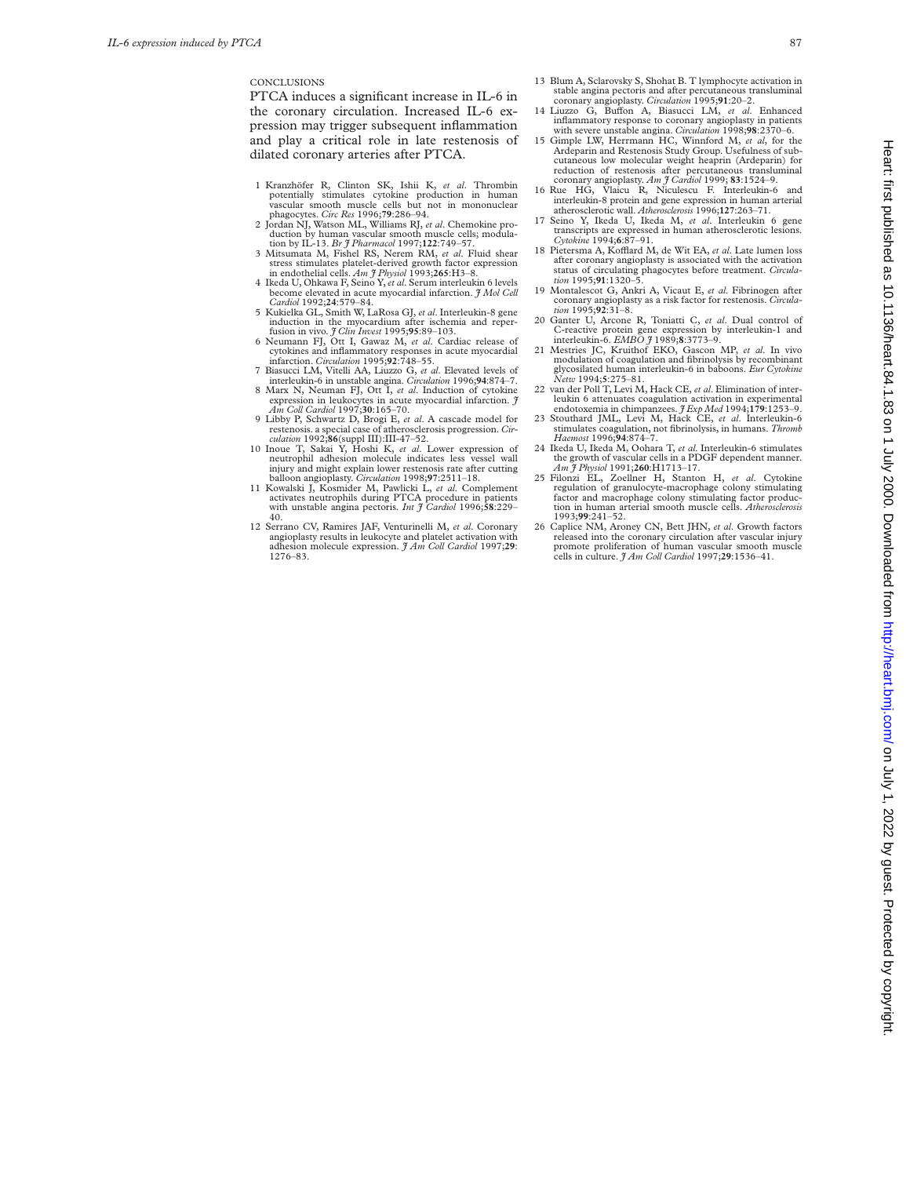## CONCLUSIONS

PTCA induces a significant increase in IL-6 in the coronary circulation. Increased IL-6 expression may trigger subsequent inflammation and play a critical role in late restenosis of dilated coronary arteries after PTCA.

1. Kranzhöfer R, Clinton SK, Ishii K, *et al*. Thrombin potentially stimulates cytokine production in human vascular smooth muscle cells but not in mononuclear phagocytes. *Circ Res* 1996;**79**:286–94.
2. Jordan NJ, Watson ML, Williams RJ, *et al*. Chemokine production by human vascular smooth muscle cells; modulation by IL-13. *Br J Pharmacol* 1997;**122**:749–57.
3. Mitsumata M, Fishel RS, Nerem RM, *et al*. Fluid shear stress stimulates platelet-derived growth factor expression in endothelial cells. *Am J Physiol* 1993;**265**:H3–8.
4. Ikeda U, Ohkawa F, Seino Y, *et al*. Serum interleukin 6 levels become elevated in acute myocardial infarction. *J Mol Cell Cardiol* 1992;**24**:579–84.
5. Kukielka GL, Smith W, LaRosa GJ, *et al*. Interleukin-8 gene induction in the myocardium after ischemia and reperfusion in vivo. *J Clin Invest* 1995;**95**:89–103.
6. Neumann FJ, Ott I, Gawaz M, *et al*. Cardiac release of cytokines and inflammatory responses in acute myocardial infarction. *Circulation* 1995;**92**:748–55.
7. Biasucci LM, Vitelli AA, Liuzzo G, *et al*. Elevated levels of interleukin-6 in unstable angina. *Circulation* 1996;**94**:874–7.
8. Marx N, Neuman FJ, Ott I, *et al*. Induction of cytokine expression in leukocytes in acute myocardial infarction. *J Am Coll Cardiol* 1997;**30**:165–70.
9. Libby P, Schwartz D, Brogi E, *et al*. A cascade model for restenosis. a special case of atherosclerosis progression. *Circulation* 1992;**86**(suppl III):III-47–52.
10. Inoue T, Sakai Y, Hoshi K, *et al*. Lower expression of neutrophil adhesion molecule indicates less vessel wall injury and might explain lower restenosis rate after cutting balloon angioplasty. *Circulation* 1998;**97**:2511–18.
11. Kowalski J, Kosmider M, Pawlicki L, *et al*. Complement activates neutrophils during PTCA procedure in patients with unstable angina pectoris. *Int J Cardiol* 1996;**58**:229–40.
12. Serrano CV, Ramires JAF, Venturinelli M, *et al*. Coronary angioplasty results in leukocyte and platelet activation with adhesion molecule expression. *J Am Coll Cardiol* 1997;**29**:1276–83.
13. Blum A, Sclarovsky S, Shohat B. T lymphocyte activation in stable angina pectoris and after percutaneous transluminal coronary angioplasty. *Circulation* 1995;**91**:20–2.
14. Liuzzo G, Buffon A, Biasucci LM, *et al*. Enhanced inflammatory response to coronary angioplasty in patients with severe unstable angina. *Circulation* 1998;**98**:2370–6.
15. Gimple LW, Herrmann HC, Winnford M, *et al*, for the Ardeparin and Restenosis Study Group. Usefulness of subcutaneous low molecular weight heaprin (Ardeparin) for reduction of restenosis after percutaneous transluminal coronary angioplasty. *Am J Cardiol* 1999; **83**:1524–9.
16. Rue HG, Vlaicu R, Niculescu F. Interleukin-6 and interleukin-8 protein and gene expression in human arterial atherosclerotic wall. *Atherosclerosis* 1996;**127**:263–71.
17. Seino Y, Ikeda U, Ikeda M, *et al*. Interleukin 6 gene transcripts are expressed in human atherosclerotic lesions. *Cytokine* 1994;**6**:87–91.
18. Pietersma A, Kofflard M, de Wit EA, *et al*. Late lumen loss after coronary angioplasty is associated with the activation status of circulating phagocytes before treatment. *Circulation* 1995;**91**:1320–5.
19. Montalescot G, Ankri A, Vicaut E, *et al*. Fibrinogen after coronary angioplasty as a risk factor for restenosis. *Circulation* 1995;**92**:31–8.
20. Ganter U, Arcone R, Toniatti C, *et al*. Dual control of C-reactive protein gene expression by interleukin-1 and interleukin-6. *EMBO J* 1989;**8**:3773–9.
21. Mestries JC, Kruithof EKO, Gascon MP, *et al*. In vivo modulation of coagulation and fibrinolysis by recombinant glycosilated human interleukin-6 in baboons. *Eur Cytokine Netw* 1994;**5**:275–81.
22. van der Poll T, Levi M, Hack CE, *et al*. Elimination of interleukin 6 attenuates coagulation activation in experimental endotoxemia in chimpanzees. *J Exp Med* 1994;**179**:1253–9.
23. Stouthard JML, Levi M, Hack CE, *et al*. Interleukin-6 stimulates coagulation, not fibrinolysis, in humans. *Thromb Haemost* 1996;**94**:874–7.
24. Ikeda U, Ikeda M, Oohara T, *et al*. Interleukin-6 stimulates the growth of vascular cells in a PDGF dependent manner. *Am J Physiol* 1991;**260**:H1713–17.
25. Filonzi EL, Zoellner H, Stanton H, *et al*. Cytokine regulation of granulocyte-macrophage colony stimulating factor and macrophage colony stimulating factor production in human arterial smooth muscle cells. *Atherosclerosis* 1993;**99**:241–52.
26. Caplice NM, Aroney CN, Bett JHN, *et al*. Growth factors released into the coronary circulation after vascular injury promote proliferation of human vascular smooth muscle cells in culture. *J Am Coll Cardiol* 1997;**29**:1536–41.